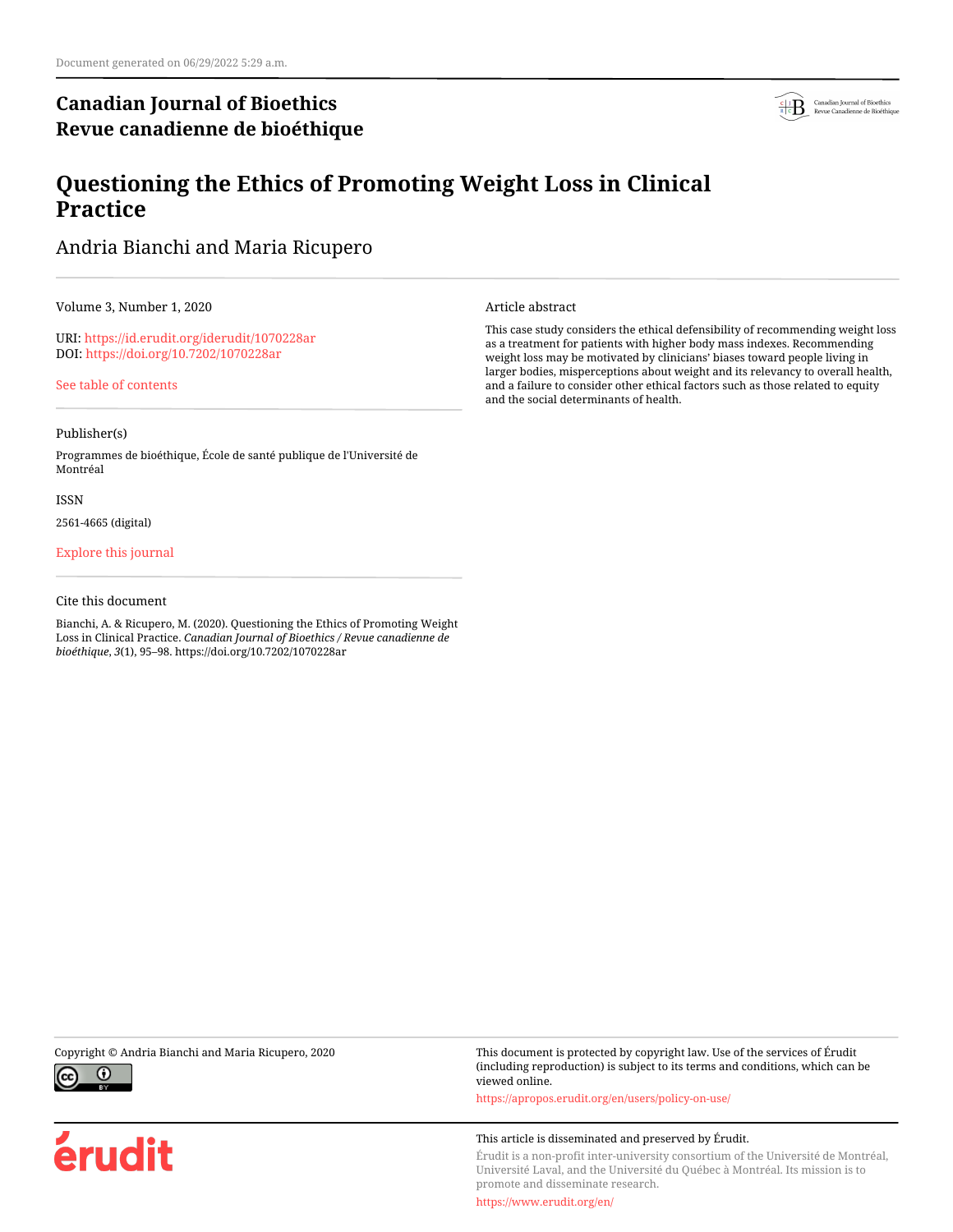Document generated on 06/29/2022 5:29 a.m.

**Canadian Journal of Bioethics**
**Revue canadienne de bioéthique**

# Questioning the Ethics of Promoting Weight Loss in Clinical Practice

Andria Bianchi and Maria Ricupero

Volume 3, Number 1, 2020

URI: https://id.erudit.org/iderudit/1070228ar
DOI: https://doi.org/10.7202/1070228ar

See table of contents

Publisher(s)

Programmes de bioéthique, École de santé publique de l'Université de Montréal

ISSN

2561-4665 (digital)

Explore this journal

Cite this document

Bianchi, A. & Ricupero, M. (2020). Questioning the Ethics of Promoting Weight Loss in Clinical Practice. *Canadian Journal of Bioethics / Revue canadienne de bioéthique*, *3*(1), 95–98. https://doi.org/10.7202/1070228ar

Article abstract

This case study considers the ethical defensibility of recommending weight loss as a treatment for patients with higher body mass indexes. Recommending weight loss may be motivated by clinicians' biases toward people living in larger bodies, misperceptions about weight and its relevancy to overall health, and a failure to consider other ethical factors such as those related to equity and the social determinants of health.

Copyright © Andria Bianchi and Maria Ricupero, 2020

This document is protected by copyright law. Use of the services of Érudit (including reproduction) is subject to its terms and conditions, which can be viewed online.

https://apropos.erudit.org/en/users/policy-on-use/

This article is disseminated and preserved by Érudit.

Érudit is a non-profit inter-university consortium of the Université de Montréal, Université Laval, and the Université du Québec à Montréal. Its mission is to promote and disseminate research.

https://www.erudit.org/en/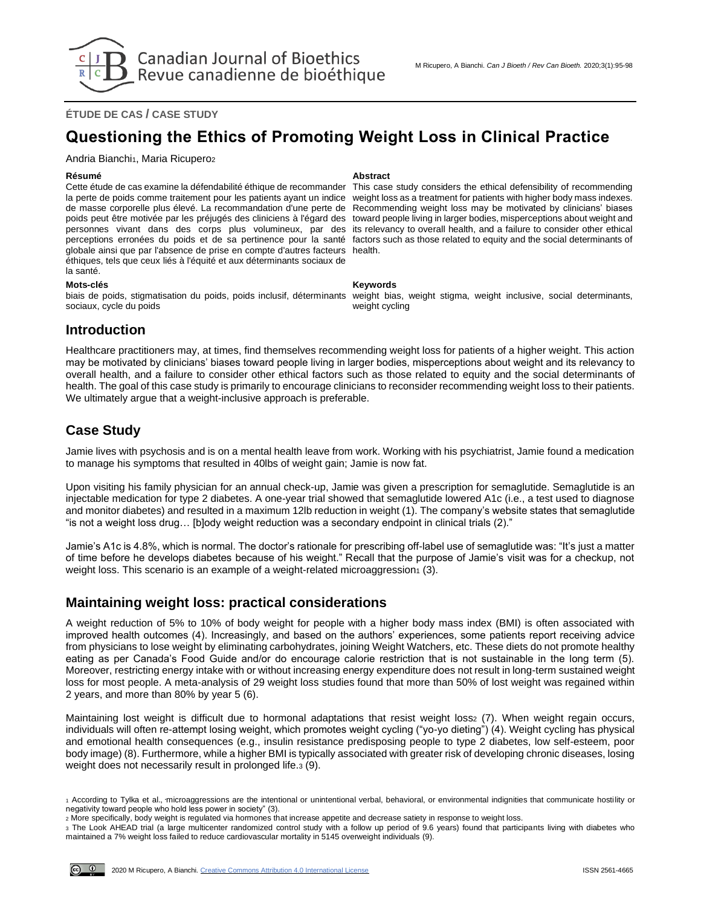**ÉTUDE DE CAS / CASE STUDY**

# Questioning the Ethics of Promoting Weight Loss in Clinical Practice

Andria Bianchi[1], Maria Ricupero[2]

**Résumé**

Cette étude de cas examine la défendabilité éthique de recommander la perte de poids comme traitement pour les patients ayant un indice de masse corporelle plus élevé. La recommandation d'une perte de poids peut être motivée par les préjugés des cliniciens à l'égard des personnes vivant dans des corps plus volumineux, par des perceptions erronées du poids et de sa pertinence pour la santé globale ainsi que par l'absence de prise en compte d'autres facteurs éthiques, tels que ceux liés à l'équité et aux déterminants sociaux de la santé.

**Mots-clés**

biais de poids, stigmatisation du poids, poids inclusif, déterminants sociaux, cycle du poids

**Abstract**

This case study considers the ethical defensibility of recommending weight loss as a treatment for patients with higher body mass indexes. Recommending weight loss may be motivated by clinicians' biases toward people living in larger bodies, misperceptions about weight and its relevancy to overall health, and a failure to consider other ethical factors such as those related to equity and the social determinants of health.

**Keywords**

weight bias, weight stigma, weight inclusive, social determinants, weight cycling

## Introduction

Healthcare practitioners may, at times, find themselves recommending weight loss for patients of a higher weight. This action may be motivated by clinicians' biases toward people living in larger bodies, misperceptions about weight and its relevancy to overall health, and a failure to consider other ethical factors such as those related to equity and the social determinants of health. The goal of this case study is primarily to encourage clinicians to reconsider recommending weight loss to their patients. We ultimately argue that a weight-inclusive approach is preferable.

## Case Study

Jamie lives with psychosis and is on a mental health leave from work. Working with his psychiatrist, Jamie found a medication to manage his symptoms that resulted in 40lbs of weight gain; Jamie is now fat.

Upon visiting his family physician for an annual check-up, Jamie was given a prescription for semaglutide. Semaglutide is an injectable medication for type 2 diabetes. A one-year trial showed that semaglutide lowered A1c (i.e., a test used to diagnose and monitor diabetes) and resulted in a maximum 12lb reduction in weight (1). The company's website states that semaglutide "is not a weight loss drug… [b]ody weight reduction was a secondary endpoint in clinical trials (2)."

Jamie's A1c is 4.8%, which is normal. The doctor's rationale for prescribing off-label use of semaglutide was: "It's just a matter of time before he develops diabetes because of his weight." Recall that the purpose of Jamie's visit was for a checkup, not weight loss. This scenario is an example of a weight-related microaggression[1] (3).

## Maintaining weight loss: practical considerations

A weight reduction of 5% to 10% of body weight for people with a higher body mass index (BMI) is often associated with improved health outcomes (4). Increasingly, and based on the authors' experiences, some patients report receiving advice from physicians to lose weight by eliminating carbohydrates, joining Weight Watchers, etc. These diets do not promote healthy eating as per Canada's Food Guide and/or do encourage calorie restriction that is not sustainable in the long term (5). Moreover, restricting energy intake with or without increasing energy expenditure does not result in long-term sustained weight loss for most people. A meta-analysis of 29 weight loss studies found that more than 50% of lost weight was regained within 2 years, and more than 80% by year 5 (6).

Maintaining lost weight is difficult due to hormonal adaptations that resist weight loss[2] (7). When weight regain occurs, individuals will often re-attempt losing weight, which promotes weight cycling ("yo-yo dieting") (4). Weight cycling has physical and emotional health consequences (e.g., insulin resistance predisposing people to type 2 diabetes, low self-esteem, poor body image) (8). Furthermore, while a higher BMI is typically associated with greater risk of developing chronic diseases, losing weight does not necessarily result in prolonged life.[3] (9).

---

[1] According to Tylka et al., "microaggressions are the intentional or unintentional verbal, behavioral, or environmental indignities that communicate hostility or negativity toward people who hold less power in society" (3).

[2] More specifically, body weight is regulated via hormones that increase appetite and decrease satiety in response to weight loss.

[3] The Look AHEAD trial (a large multicenter randomized control study with a follow up period of 9.6 years) found that participants living with diabetes who maintained a 7% weight loss failed to reduce cardiovascular mortality in 5145 overweight individuals (9).

2020 M Ricupero, A Bianchi. Creative Commons Attribution 4.0 International License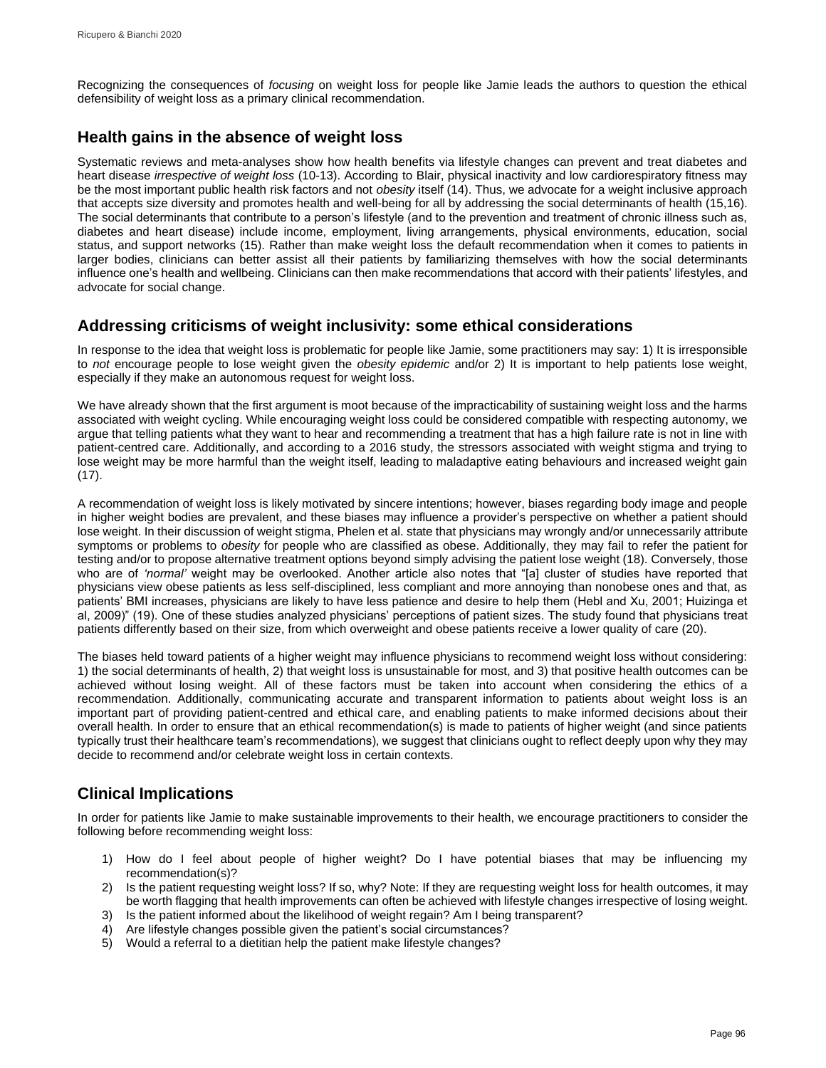Recognizing the consequences of *focusing* on weight loss for people like Jamie leads the authors to question the ethical defensibility of weight loss as a primary clinical recommendation.

## Health gains in the absence of weight loss

Systematic reviews and meta-analyses show how health benefits via lifestyle changes can prevent and treat diabetes and heart disease *irrespective of weight loss* (10-13). According to Blair, physical inactivity and low cardiorespiratory fitness may be the most important public health risk factors and not *obesity* itself (14). Thus, we advocate for a weight inclusive approach that accepts size diversity and promotes health and well-being for all by addressing the social determinants of health (15,16). The social determinants that contribute to a person's lifestyle (and to the prevention and treatment of chronic illness such as, diabetes and heart disease) include income, employment, living arrangements, physical environments, education, social status, and support networks (15). Rather than make weight loss the default recommendation when it comes to patients in larger bodies, clinicians can better assist all their patients by familiarizing themselves with how the social determinants influence one's health and wellbeing. Clinicians can then make recommendations that accord with their patients' lifestyles, and advocate for social change.

## Addressing criticisms of weight inclusivity: some ethical considerations

In response to the idea that weight loss is problematic for people like Jamie, some practitioners may say: 1) It is irresponsible to *not* encourage people to lose weight given the *obesity epidemic* and/or 2) It is important to help patients lose weight, especially if they make an autonomous request for weight loss.

We have already shown that the first argument is moot because of the impracticability of sustaining weight loss and the harms associated with weight cycling. While encouraging weight loss could be considered compatible with respecting autonomy, we argue that telling patients what they want to hear and recommending a treatment that has a high failure rate is not in line with patient-centred care. Additionally, and according to a 2016 study, the stressors associated with weight stigma and trying to lose weight may be more harmful than the weight itself, leading to maladaptive eating behaviours and increased weight gain (17).

A recommendation of weight loss is likely motivated by sincere intentions; however, biases regarding body image and people in higher weight bodies are prevalent, and these biases may influence a provider's perspective on whether a patient should lose weight. In their discussion of weight stigma, Phelen et al. state that physicians may wrongly and/or unnecessarily attribute symptoms or problems to *obesity* for people who are classified as obese. Additionally, they may fail to refer the patient for testing and/or to propose alternative treatment options beyond simply advising the patient lose weight (18). Conversely, those who are of *'normal'* weight may be overlooked. Another article also notes that "[a] cluster of studies have reported that physicians view obese patients as less self-disciplined, less compliant and more annoying than nonobese ones and that, as patients' BMI increases, physicians are likely to have less patience and desire to help them (Hebl and Xu, 2001; Huizinga et al, 2009)" (19). One of these studies analyzed physicians' perceptions of patient sizes. The study found that physicians treat patients differently based on their size, from which overweight and obese patients receive a lower quality of care (20).

The biases held toward patients of a higher weight may influence physicians to recommend weight loss without considering: 1) the social determinants of health, 2) that weight loss is unsustainable for most, and 3) that positive health outcomes can be achieved without losing weight. All of these factors must be taken into account when considering the ethics of a recommendation. Additionally, communicating accurate and transparent information to patients about weight loss is an important part of providing patient-centred and ethical care, and enabling patients to make informed decisions about their overall health. In order to ensure that an ethical recommendation(s) is made to patients of higher weight (and since patients typically trust their healthcare team's recommendations), we suggest that clinicians ought to reflect deeply upon why they may decide to recommend and/or celebrate weight loss in certain contexts.

## Clinical Implications

In order for patients like Jamie to make sustainable improvements to their health, we encourage practitioners to consider the following before recommending weight loss:

1) How do I feel about people of higher weight? Do I have potential biases that may be influencing my recommendation(s)?
2) Is the patient requesting weight loss? If so, why? Note: If they are requesting weight loss for health outcomes, it may be worth flagging that health improvements can often be achieved with lifestyle changes irrespective of losing weight.
3) Is the patient informed about the likelihood of weight regain? Am I being transparent?
4) Are lifestyle changes possible given the patient's social circumstances?
5) Would a referral to a dietitian help the patient make lifestyle changes?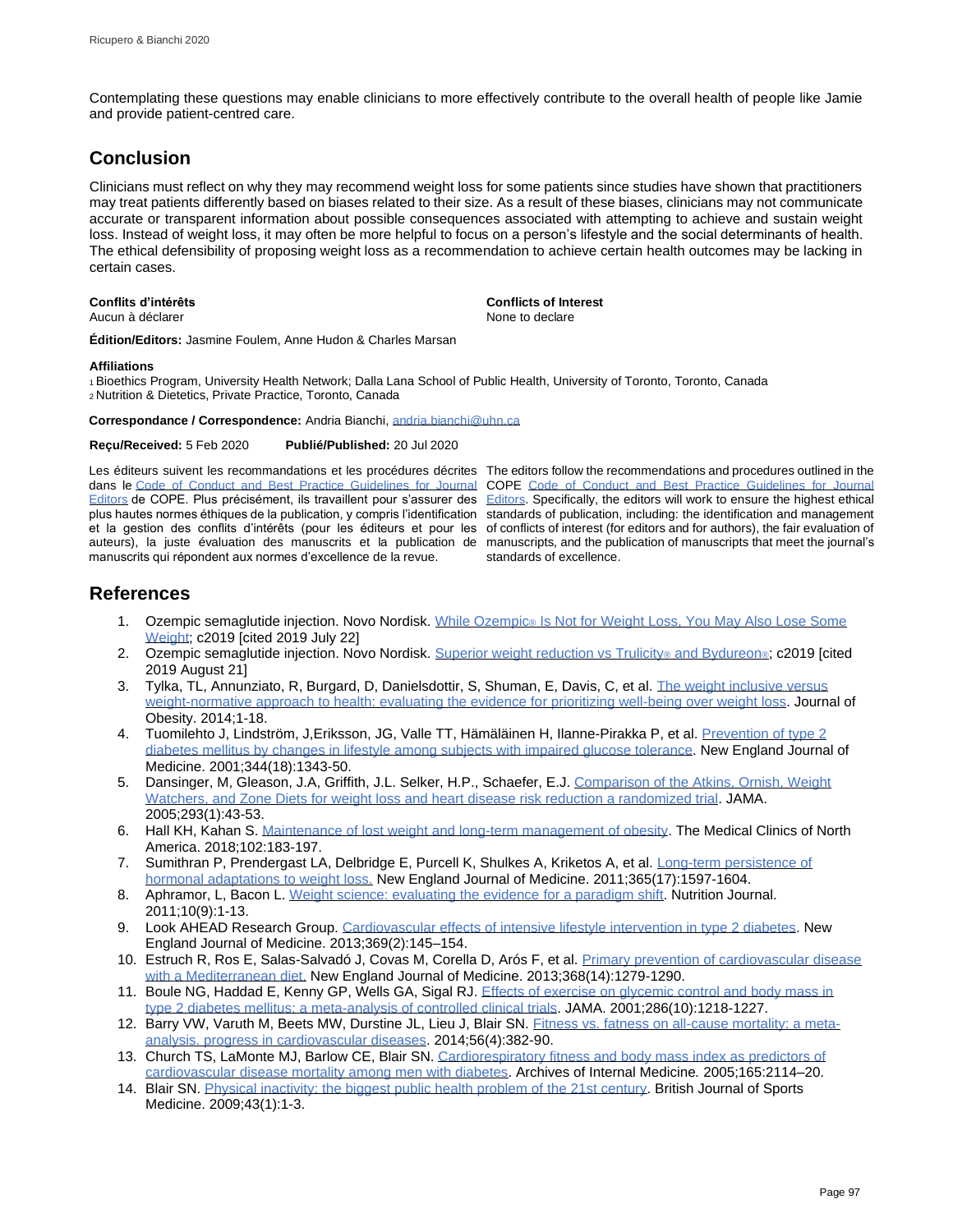Contemplating these questions may enable clinicians to more effectively contribute to the overall health of people like Jamie and provide patient-centred care.

## Conclusion

Clinicians must reflect on why they may recommend weight loss for some patients since studies have shown that practitioners may treat patients differently based on biases related to their size. As a result of these biases, clinicians may not communicate accurate or transparent information about possible consequences associated with attempting to achieve and sustain weight loss. Instead of weight loss, it may often be more helpful to focus on a person's lifestyle and the social determinants of health. The ethical defensibility of proposing weight loss as a recommendation to achieve certain health outcomes may be lacking in certain cases.

**Conflits d'intérêts**
Aucun à déclarer

**Conflicts of Interest**
None to declare

**Édition/Editors:** Jasmine Foulem, Anne Hudon & Charles Marsan

**Affiliations**
[1] Bioethics Program, University Health Network; Dalla Lana School of Public Health, University of Toronto, Toronto, Canada
[2] Nutrition & Dietetics, Private Practice, Toronto, Canada

**Correspondance / Correspondence:** Andria Bianchi, andria.bianchi@uhn.ca

**Reçu/Received:** 5 Feb 2020 **Publié/Published:** 20 Jul 2020

Les éditeurs suivent les recommandations et les procédures décrites dans le Code of Conduct and Best Practice Guidelines for Journal Editors de COPE. Plus précisément, ils travaillent pour s'assurer des plus hautes normes éthiques de la publication, y compris l'identification et la gestion des conflits d'intérêts (pour les éditeurs et pour les auteurs), la juste évaluation des manuscrits et la publication de manuscrits qui répondent aux normes d'excellence de la revue.

The editors follow the recommendations and procedures outlined in the COPE Code of Conduct and Best Practice Guidelines for Journal Editors. Specifically, the editors will work to ensure the highest ethical standards of publication, including: the identification and management of conflicts of interest (for editors and for authors), the fair evaluation of manuscripts, and the publication of manuscripts that meet the journal's standards of excellence.

## References

1. Ozempic semaglutide injection. Novo Nordisk. While Ozempic® Is Not for Weight Loss, You May Also Lose Some Weight; c2019 [cited 2019 July 22]
2. Ozempic semaglutide injection. Novo Nordisk. Superior weight reduction vs Trulicity® and Bydureon®; c2019 [cited 2019 August 21]
3. Tylka, TL, Annunziato, R, Burgard, D, Danielsdottir, S, Shuman, E, Davis, C, et al. The weight inclusive versus weight-normative approach to health: evaluating the evidence for prioritizing well-being over weight loss. Journal of Obesity. 2014;1-18.
4. Tuomilehto J, Lindström, J,Eriksson, JG, Valle TT, Hämäläinen H, Ilanne-Pirakka P, et al. Prevention of type 2 diabetes mellitus by changes in lifestyle among subjects with impaired glucose tolerance. New England Journal of Medicine. 2001;344(18):1343-50.
5. Dansinger, M, Gleason, J.A, Griffith, J.L. Selker, H.P., Schaefer, E.J. Comparison of the Atkins, Ornish, Weight Watchers, and Zone Diets for weight loss and heart disease risk reduction a randomized trial. JAMA. 2005;293(1):43-53.
6. Hall KH, Kahan S. Maintenance of lost weight and long-term management of obesity. The Medical Clinics of North America. 2018;102:183-197.
7. Sumithran P, Prendergast LA, Delbridge E, Purcell K, Shulkes A, Kriketos A, et al. Long-term persistence of hormonal adaptations to weight loss. New England Journal of Medicine. 2011;365(17):1597-1604.
8. Aphramor, L, Bacon L. Weight science: evaluating the evidence for a paradigm shift. Nutrition Journal. 2011;10(9):1-13.
9. Look AHEAD Research Group. Cardiovascular effects of intensive lifestyle intervention in type 2 diabetes. New England Journal of Medicine. 2013;369(2):145–154.
10. Estruch R, Ros E, Salas-Salvadó J, Covas M, Corella D, Arós F, et al. Primary prevention of cardiovascular disease with a Mediterranean diet. New England Journal of Medicine. 2013;368(14):1279-1290.
11. Boule NG, Haddad E, Kenny GP, Wells GA, Sigal RJ. Effects of exercise on glycemic control and body mass in type 2 diabetes mellitus: a meta-analysis of controlled clinical trials. JAMA. 2001;286(10):1218-1227.
12. Barry VW, Varuth M, Beets MW, Durstine JL, Lieu J, Blair SN. Fitness vs. fatness on all-cause mortality: a meta-analysis. progress in cardiovascular diseases. 2014;56(4):382-90.
13. Church TS, LaMonte MJ, Barlow CE, Blair SN. Cardiorespiratory fitness and body mass index as predictors of cardiovascular disease mortality among men with diabetes. Archives of Internal Medicine. 2005;165:2114–20.
14. Blair SN. Physical inactivity: the biggest public health problem of the 21st century. British Journal of Sports Medicine. 2009;43(1):1-3.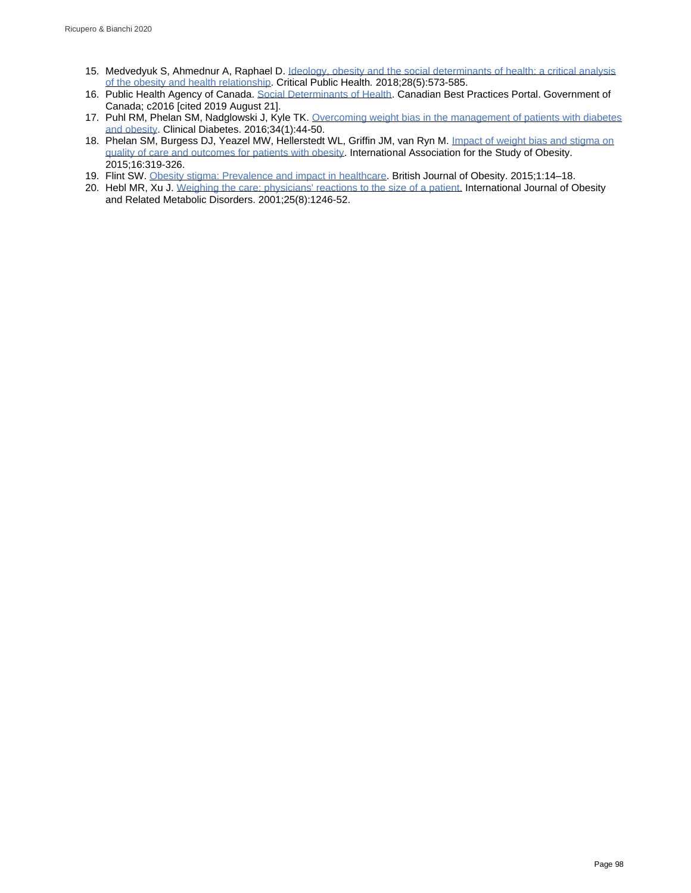15. Medvedyuk S, Ahmednur A, Raphael D. Ideology, obesity and the social determinants of health: a critical analysis of the obesity and health relationship. Critical Public Health. 2018;28(5):573-585.
16. Public Health Agency of Canada. Social Determinants of Health. Canadian Best Practices Portal. Government of Canada; c2016 [cited 2019 August 21].
17. Puhl RM, Phelan SM, Nadglowski J, Kyle TK. Overcoming weight bias in the management of patients with diabetes and obesity. Clinical Diabetes. 2016;34(1):44-50.
18. Phelan SM, Burgess DJ, Yeazel MW, Hellerstedt WL, Griffin JM, van Ryn M. Impact of weight bias and stigma on quality of care and outcomes for patients with obesity. International Association for the Study of Obesity. 2015;16:319-326.
19. Flint SW. Obesity stigma: Prevalence and impact in healthcare. British Journal of Obesity. 2015;1:14–18.
20. Hebl MR, Xu J. Weighing the care: physicians' reactions to the size of a patient. International Journal of Obesity and Related Metabolic Disorders. 2001;25(8):1246-52.